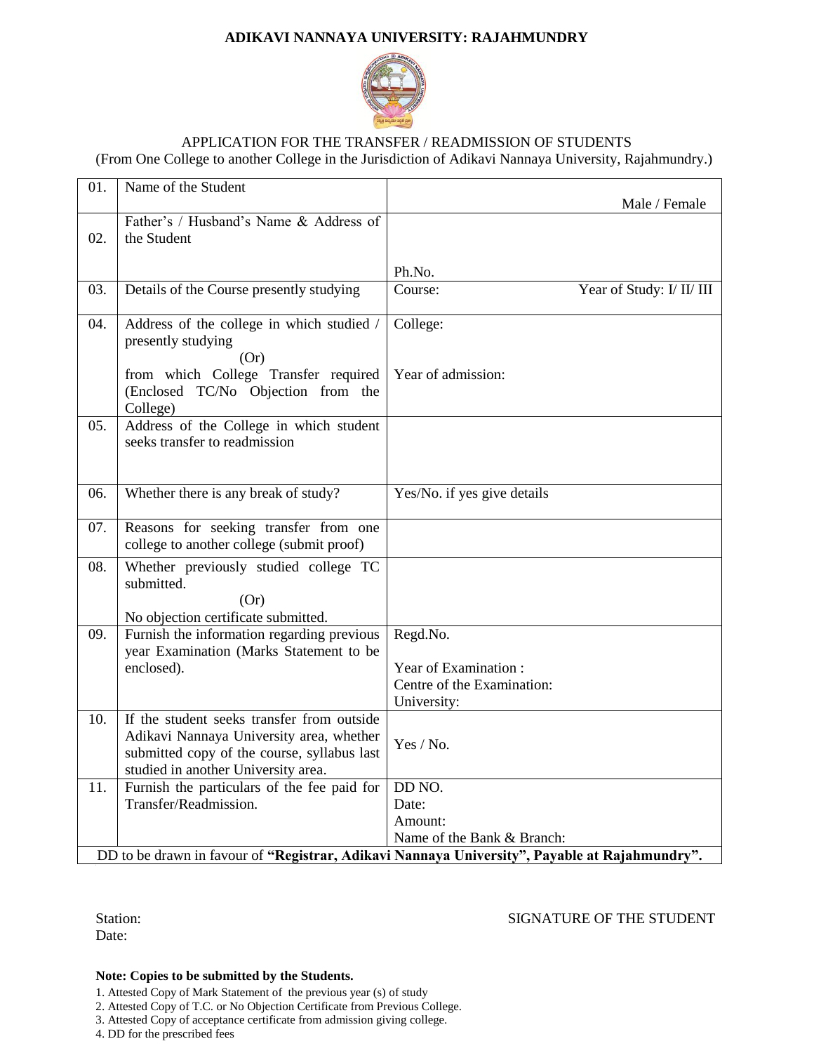# ADIKAVI NANNAYA UNIVERSITY: RAJAHMUNDRY

APPLICATION FOR THE TRANSFER / READMISSION OF STUDENTS
(From One College to another College in the Jurisdiction of Adikavi Nannaya University, Rajahmundry.)

| | | |
|---|---|---|
| 01. | Name of the Student | Male / Female |
| 02. | Father's / Husband's Name & Address of the Student | Ph.No. |
| 03. | Details of the Course presently studying | Course: Year of Study: I/ II/ III |
| 04. | Address of the college in which studied / presently studying (Or) from which College Transfer required (Enclosed TC/No Objection from the College) | College: Year of admission: |
| 05. | Address of the College in which student seeks transfer to readmission | |
| 06. | Whether there is any break of study? | Yes/No. if yes give details |
| 07. | Reasons for seeking transfer from one college to another college (submit proof) | |
| 08. | Whether previously studied college TC submitted. (Or) No objection certificate submitted. | |
| 09. | Furnish the information regarding previous year Examination (Marks Statement to be enclosed). | Regd.No. Year of Examination : Centre of the Examination: University: |
| 10. | If the student seeks transfer from outside Adikavi Nannaya University area, whether submitted copy of the course, syllabus last studied in another University area. | Yes / No. |
| 11. | Furnish the particulars of the fee paid for Transfer/Readmission. | DD NO. Date: Amount: Name of the Bank & Branch: |
| DD to be drawn in favour of **"Registrar, Adikavi Nannaya University", Payable at Rajahmundry".** | | |

Station:

Date:

SIGNATURE OF THE STUDENT

**Note: Copies to be submitted by the Students.**

1. Attested Copy of Mark Statement of the previous year (s) of study
2. Attested Copy of T.C. or No Objection Certificate from Previous College.
3. Attested Copy of acceptance certificate from admission giving college.
4. DD for the prescribed fees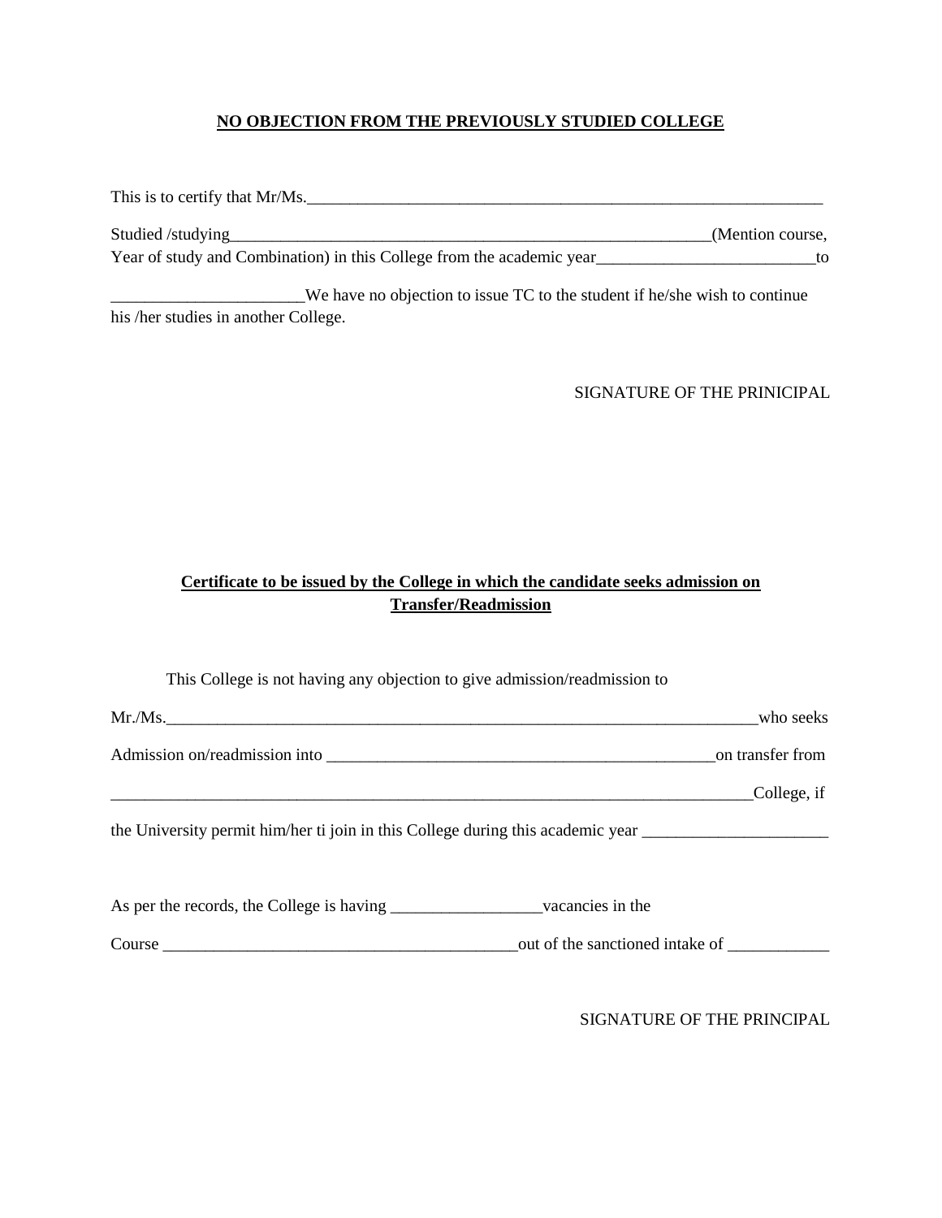**NO OBJECTION FROM THE PREVIOUSLY STUDIED COLLEGE**

This is to certify that Mr/Ms.________________________________________________________________

Studied /studying____________________________________________________________(Mention course, Year of study and Combination) in this College from the academic year__________________________to

_______________________We have no objection to issue TC to the student if he/she wish to continue his /her studies in another College.

SIGNATURE OF THE PRINICIPAL

**Certificate to be issued by the College in which the candidate seeks admission on Transfer/Readmission**

This College is not having any objection to give admission/readmission to

Mr./Ms.___________________________________________________________________________who seeks

Admission on/readmission into ________________________________________________on transfer from

_________________________________________________________________________________College, if

the University permit him/her ti join in this College during this academic year ______________________

As per the records, the College is having __________________vacancies in the

Course ____________________________________________out of the sanctioned intake of ____________

SIGNATURE OF THE PRINCIPAL